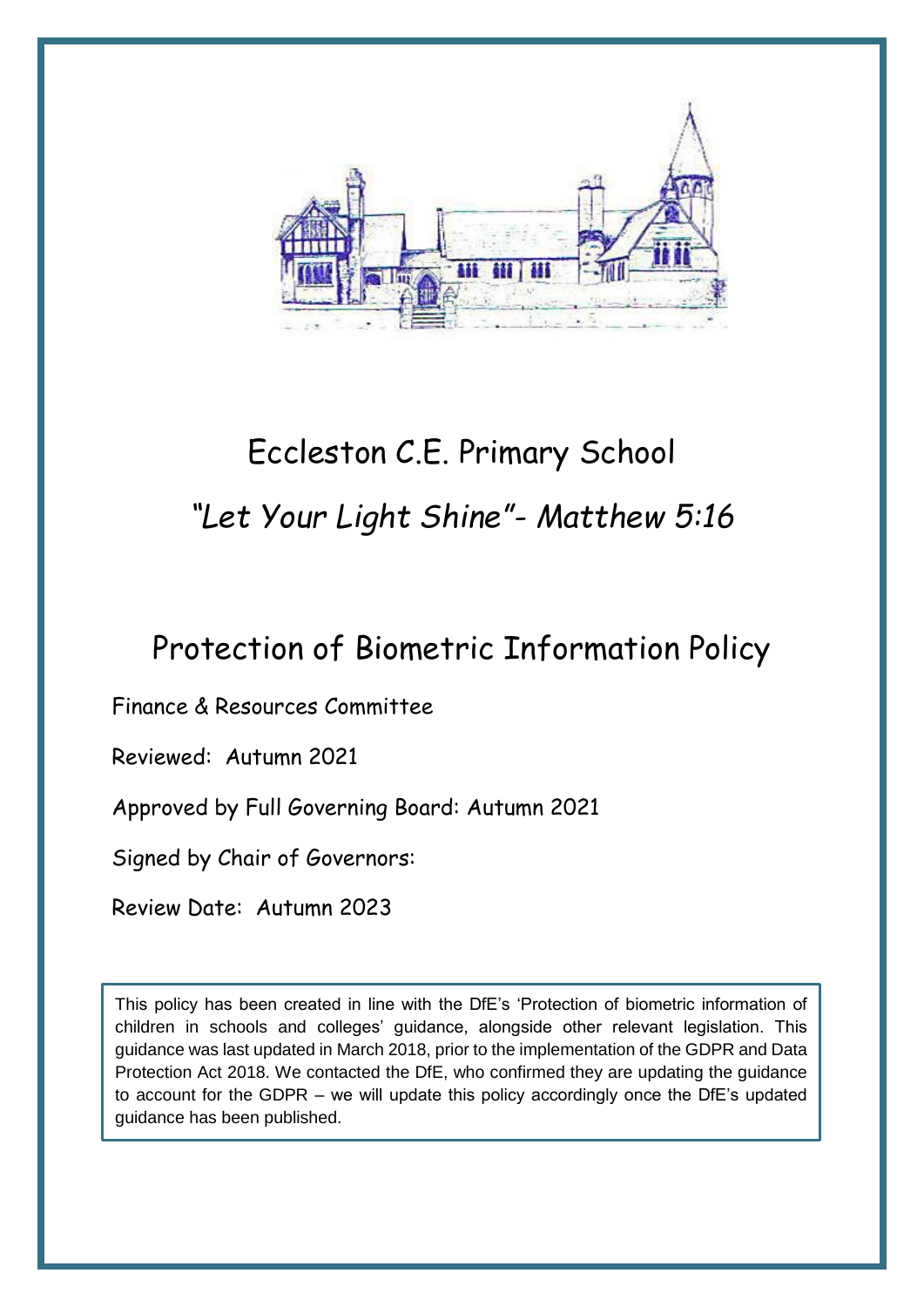# Eccleston C.E. Primary School

*"Let Your Light Shine"- Matthew 5:16*

## Protection of Biometric Information Policy

Finance & Resources Committee

Reviewed: Autumn 2021

Approved by Full Governing Board: Autumn 2021

Signed by Chair of Governors:

Review Date: Autumn 2023

This policy has been created in line with the DfE's 'Protection of biometric information of children in schools and colleges' guidance, alongside other relevant legislation. This guidance was last updated in March 2018, prior to the implementation of the GDPR and Data Protection Act 2018. We contacted the DfE, who confirmed they are updating the guidance to account for the GDPR – we will update this policy accordingly once the DfE's updated guidance has been published.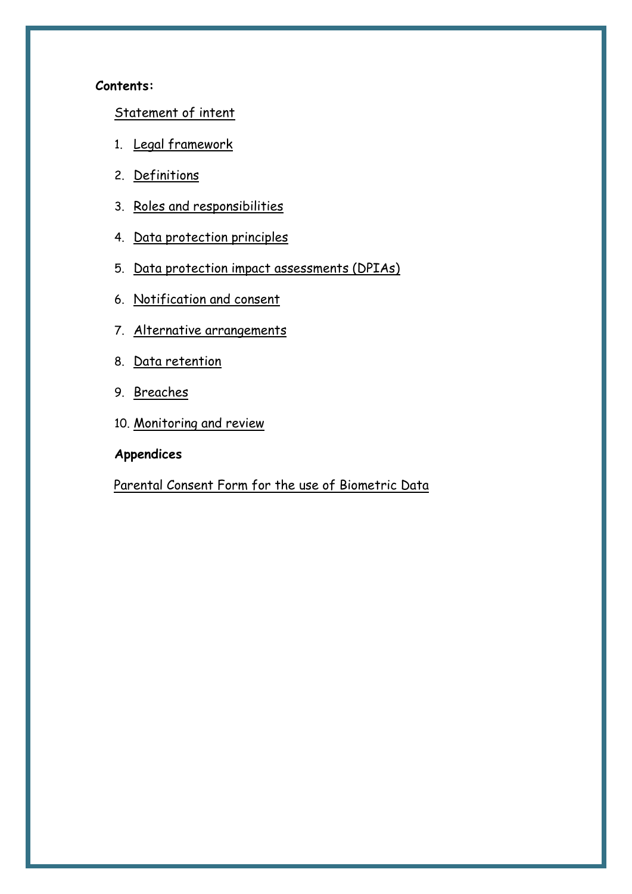**Contents:**

Statement of intent

1. Legal framework
2. Definitions
3. Roles and responsibilities
4. Data protection principles
5. Data protection impact assessments (DPIAs)
6. Notification and consent
7. Alternative arrangements
8. Data retention
9. Breaches
10. Monitoring and review

**Appendices**

Parental Consent Form for the use of Biometric Data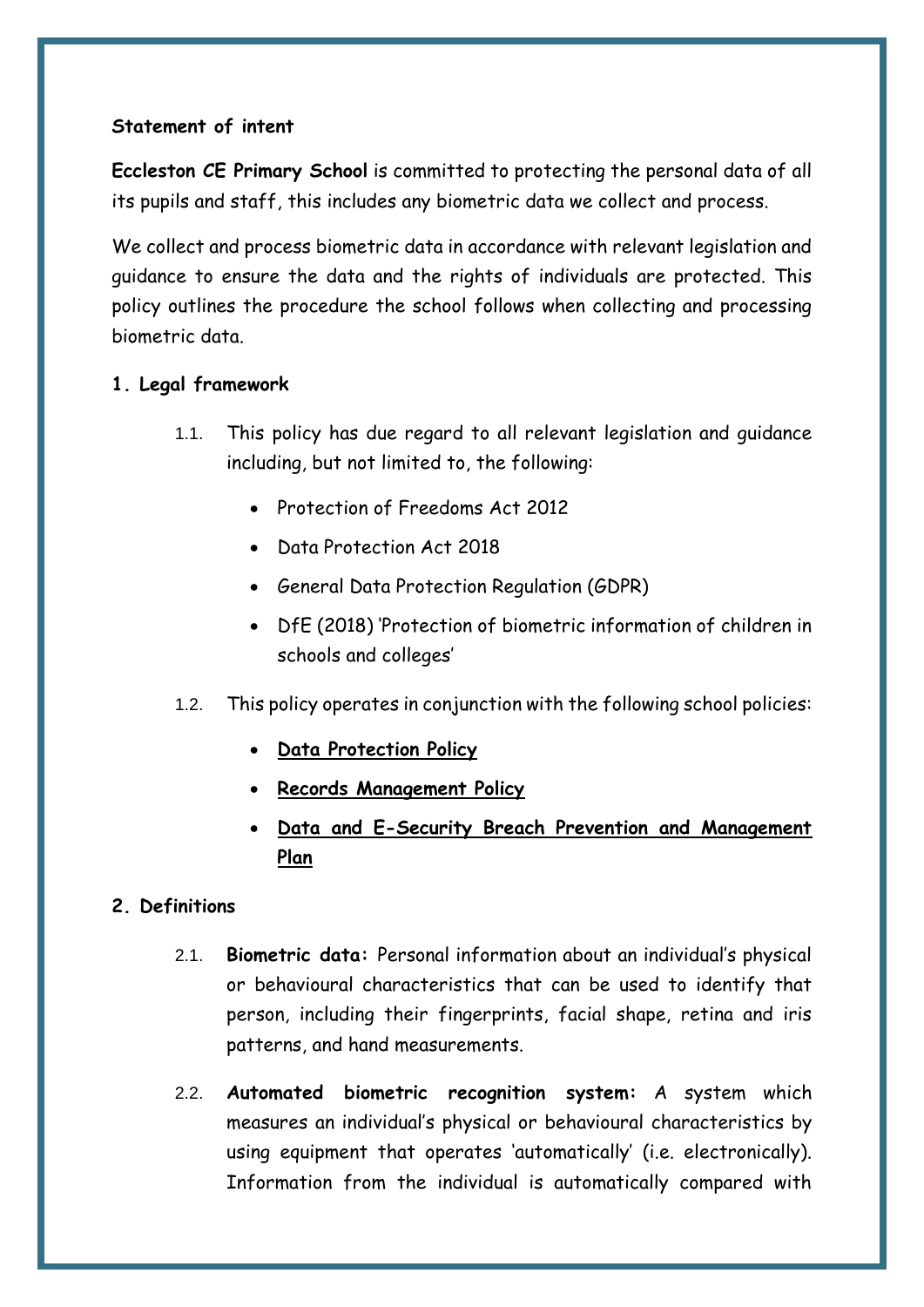**Statement of intent**

**Eccleston CE Primary School** is committed to protecting the personal data of all its pupils and staff, this includes any biometric data we collect and process.

We collect and process biometric data in accordance with relevant legislation and guidance to ensure the data and the rights of individuals are protected. This policy outlines the procedure the school follows when collecting and processing biometric data.

## 1. Legal framework

1.1. This policy has due regard to all relevant legislation and guidance including, but not limited to, the following:

- Protection of Freedoms Act 2012
- Data Protection Act 2018
- General Data Protection Regulation (GDPR)
- DfE (2018) 'Protection of biometric information of children in schools and colleges'

1.2. This policy operates in conjunction with the following school policies:

- **Data Protection Policy**
- **Records Management Policy**
- **Data and E-Security Breach Prevention and Management Plan**

## 2. Definitions

2.1. **Biometric data:** Personal information about an individual's physical or behavioural characteristics that can be used to identify that person, including their fingerprints, facial shape, retina and iris patterns, and hand measurements.

2.2. **Automated biometric recognition system:** A system which measures an individual's physical or behavioural characteristics by using equipment that operates 'automatically' (i.e. electronically). Information from the individual is automatically compared with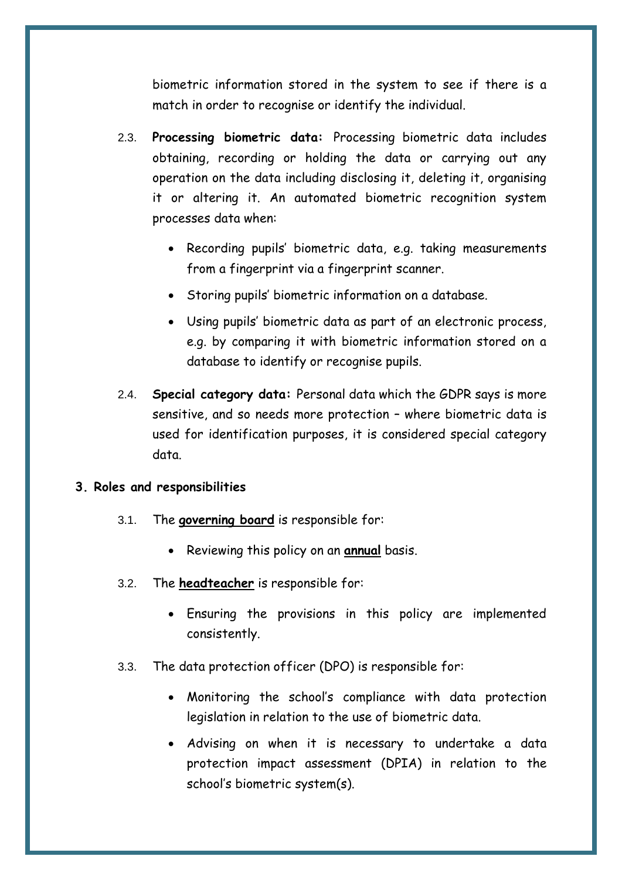biometric information stored in the system to see if there is a match in order to recognise or identify the individual.

2.3. **Processing biometric data:** Processing biometric data includes obtaining, recording or holding the data or carrying out any operation on the data including disclosing it, deleting it, organising it or altering it. An automated biometric recognition system processes data when:

- Recording pupils' biometric data, e.g. taking measurements from a fingerprint via a fingerprint scanner.
- Storing pupils' biometric information on a database.
- Using pupils' biometric data as part of an electronic process, e.g. by comparing it with biometric information stored on a database to identify or recognise pupils.

2.4. **Special category data:** Personal data which the GDPR says is more sensitive, and so needs more protection – where biometric data is used for identification purposes, it is considered special category data.

## 3. Roles and responsibilities

3.1. The **governing board** is responsible for:

- Reviewing this policy on an **annual** basis.

3.2. The **headteacher** is responsible for:

- Ensuring the provisions in this policy are implemented consistently.

3.3. The data protection officer (DPO) is responsible for:

- Monitoring the school's compliance with data protection legislation in relation to the use of biometric data.
- Advising on when it is necessary to undertake a data protection impact assessment (DPIA) in relation to the school's biometric system(s).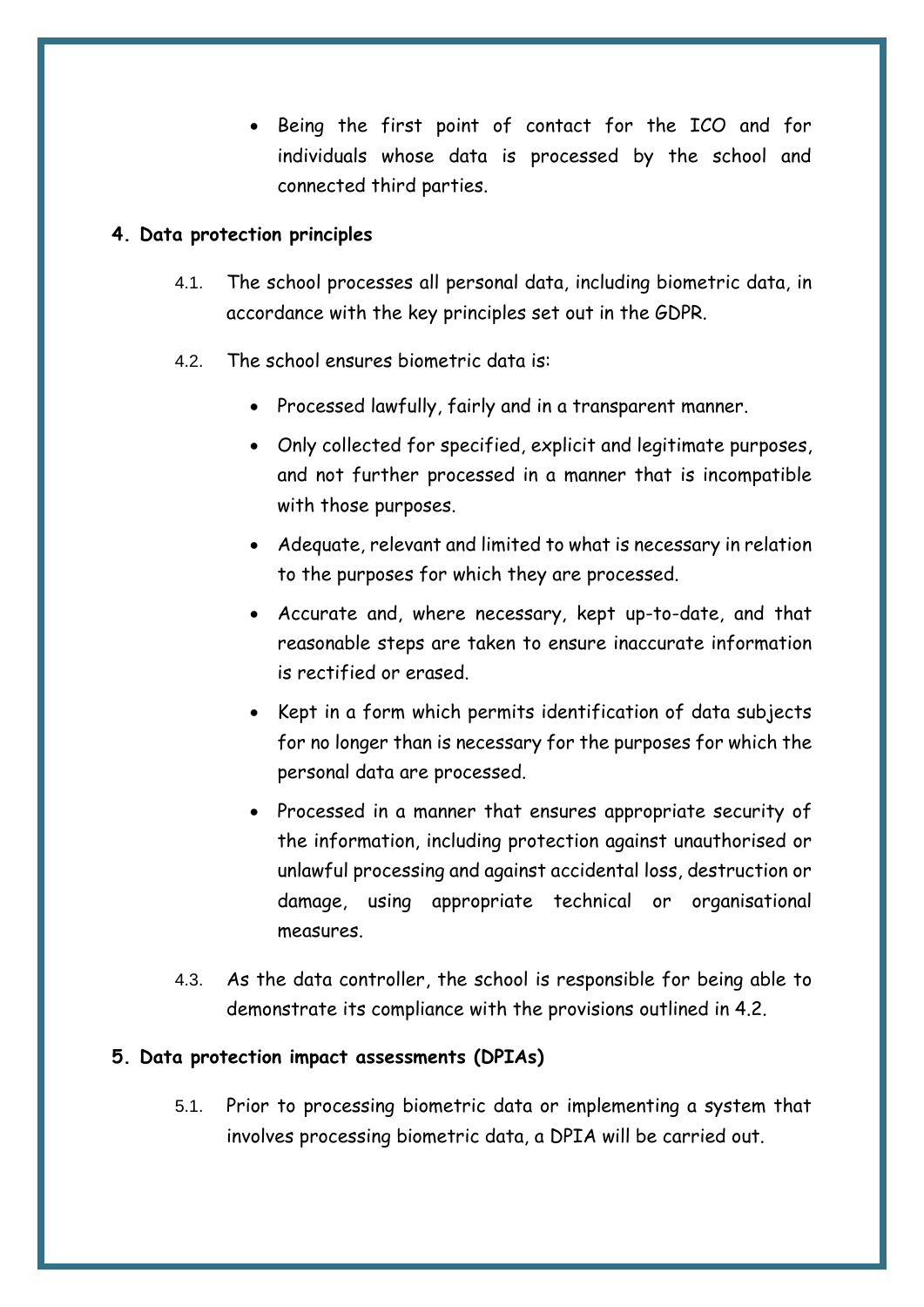- Being the first point of contact for the ICO and for individuals whose data is processed by the school and connected third parties.

## 4. Data protection principles

4.1. The school processes all personal data, including biometric data, in accordance with the key principles set out in the GDPR.

4.2. The school ensures biometric data is:

- Processed lawfully, fairly and in a transparent manner.
- Only collected for specified, explicit and legitimate purposes, and not further processed in a manner that is incompatible with those purposes.
- Adequate, relevant and limited to what is necessary in relation to the purposes for which they are processed.
- Accurate and, where necessary, kept up-to-date, and that reasonable steps are taken to ensure inaccurate information is rectified or erased.
- Kept in a form which permits identification of data subjects for no longer than is necessary for the purposes for which the personal data are processed.
- Processed in a manner that ensures appropriate security of the information, including protection against unauthorised or unlawful processing and against accidental loss, destruction or damage, using appropriate technical or organisational measures.

4.3. As the data controller, the school is responsible for being able to demonstrate its compliance with the provisions outlined in 4.2.

## 5. Data protection impact assessments (DPIAs)

5.1. Prior to processing biometric data or implementing a system that involves processing biometric data, a DPIA will be carried out.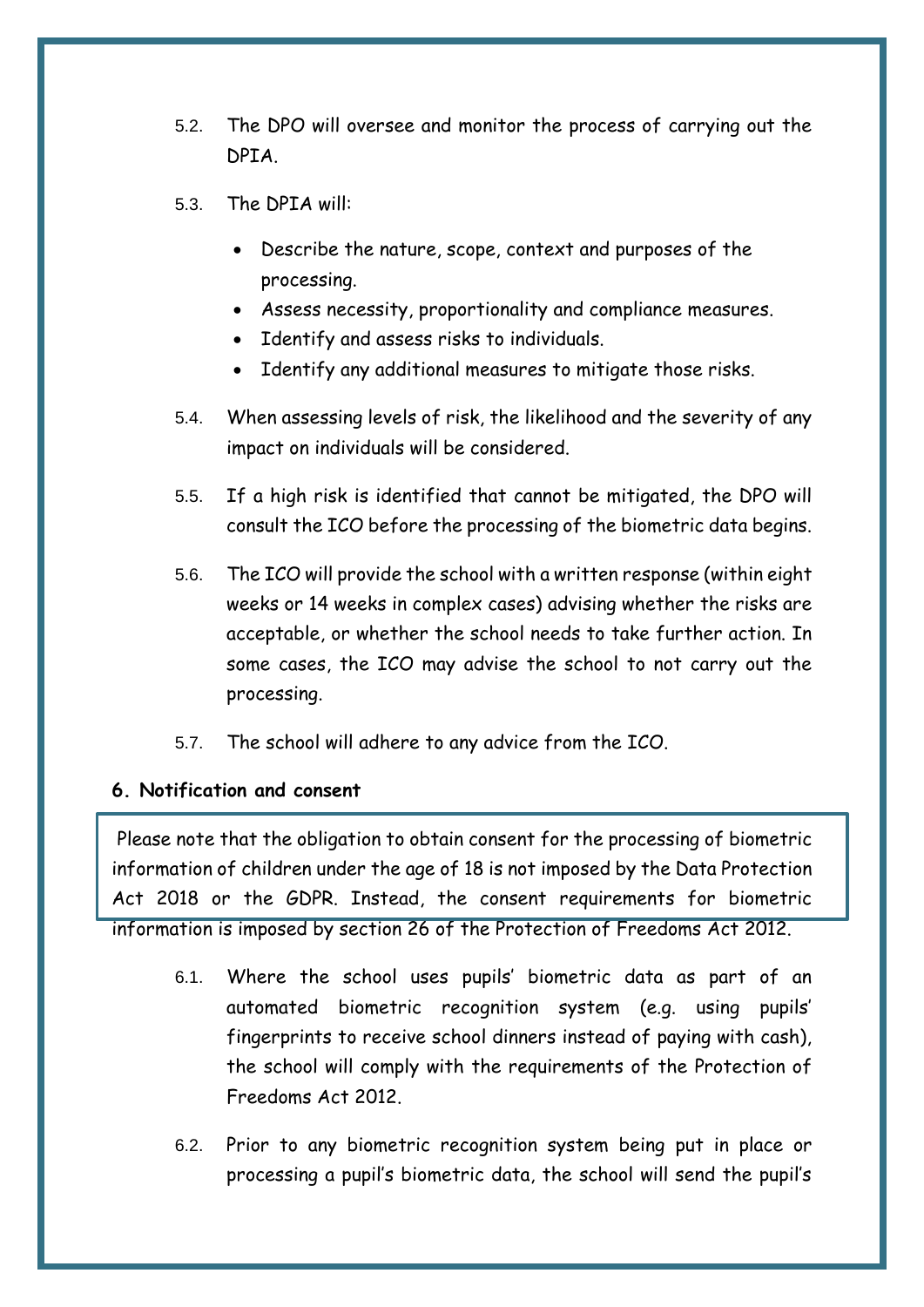5.2. The DPO will oversee and monitor the process of carrying out the DPIA.

5.3. The DPIA will:

- Describe the nature, scope, context and purposes of the processing.
- Assess necessity, proportionality and compliance measures.
- Identify and assess risks to individuals.
- Identify any additional measures to mitigate those risks.

5.4. When assessing levels of risk, the likelihood and the severity of any impact on individuals will be considered.

5.5. If a high risk is identified that cannot be mitigated, the DPO will consult the ICO before the processing of the biometric data begins.

5.6. The ICO will provide the school with a written response (within eight weeks or 14 weeks in complex cases) advising whether the risks are acceptable, or whether the school needs to take further action. In some cases, the ICO may advise the school to not carry out the processing.

5.7. The school will adhere to any advice from the ICO.

**6. Notification and consent**

Please note that the obligation to obtain consent for the processing of biometric information of children under the age of 18 is not imposed by the Data Protection Act 2018 or the GDPR. Instead, the consent requirements for biometric information is imposed by section 26 of the Protection of Freedoms Act 2012.

6.1. Where the school uses pupils' biometric data as part of an automated biometric recognition system (e.g. using pupils' fingerprints to receive school dinners instead of paying with cash), the school will comply with the requirements of the Protection of Freedoms Act 2012.

6.2. Prior to any biometric recognition system being put in place or processing a pupil's biometric data, the school will send the pupil's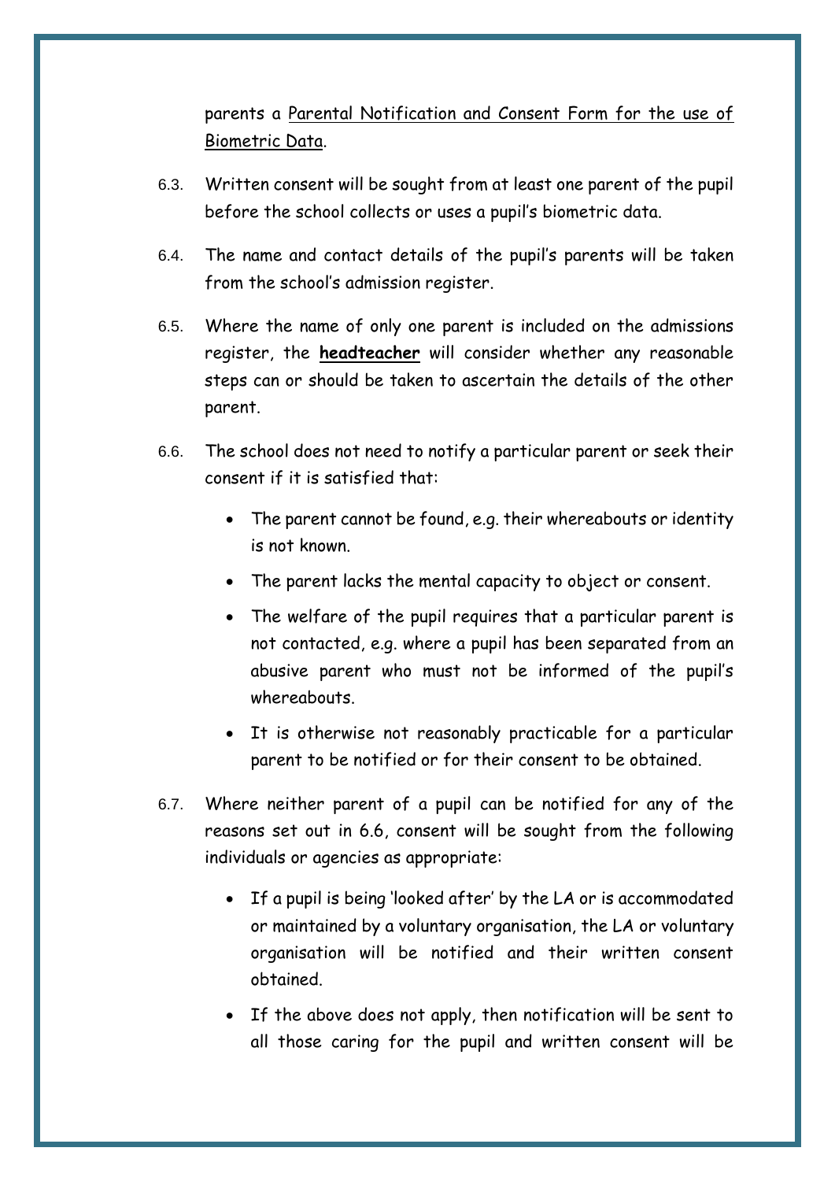parents a Parental Notification and Consent Form for the use of Biometric Data.

6.3. Written consent will be sought from at least one parent of the pupil before the school collects or uses a pupil's biometric data.

6.4. The name and contact details of the pupil's parents will be taken from the school's admission register.

6.5. Where the name of only one parent is included on the admissions register, the **headteacher** will consider whether any reasonable steps can or should be taken to ascertain the details of the other parent.

6.6. The school does not need to notify a particular parent or seek their consent if it is satisfied that:

- The parent cannot be found, e.g. their whereabouts or identity is not known.
- The parent lacks the mental capacity to object or consent.
- The welfare of the pupil requires that a particular parent is not contacted, e.g. where a pupil has been separated from an abusive parent who must not be informed of the pupil's whereabouts.
- It is otherwise not reasonably practicable for a particular parent to be notified or for their consent to be obtained.

6.7. Where neither parent of a pupil can be notified for any of the reasons set out in 6.6, consent will be sought from the following individuals or agencies as appropriate:

- If a pupil is being 'looked after' by the LA or is accommodated or maintained by a voluntary organisation, the LA or voluntary organisation will be notified and their written consent obtained.
- If the above does not apply, then notification will be sent to all those caring for the pupil and written consent will be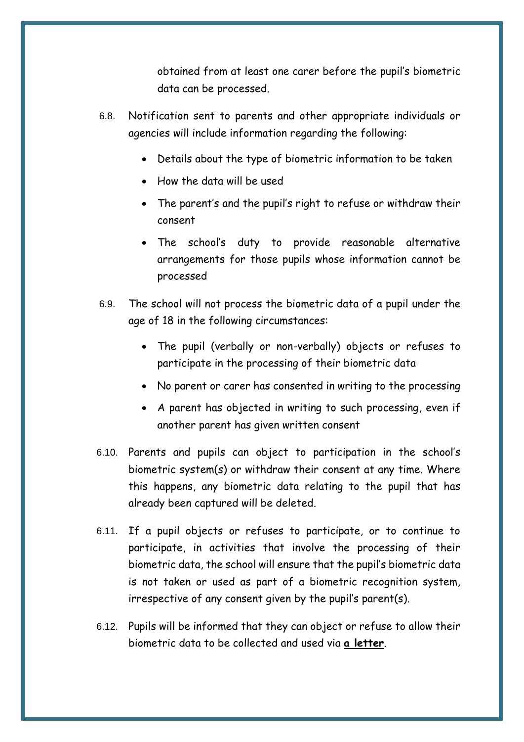obtained from at least one carer before the pupil's biometric data can be processed.

6.8. Notification sent to parents and other appropriate individuals or agencies will include information regarding the following:

- Details about the type of biometric information to be taken
- How the data will be used
- The parent's and the pupil's right to refuse or withdraw their consent
- The school's duty to provide reasonable alternative arrangements for those pupils whose information cannot be processed

6.9. The school will not process the biometric data of a pupil under the age of 18 in the following circumstances:

- The pupil (verbally or non-verbally) objects or refuses to participate in the processing of their biometric data
- No parent or carer has consented in writing to the processing
- A parent has objected in writing to such processing, even if another parent has given written consent

6.10. Parents and pupils can object to participation in the school's biometric system(s) or withdraw their consent at any time. Where this happens, any biometric data relating to the pupil that has already been captured will be deleted.

6.11. If a pupil objects or refuses to participate, or to continue to participate, in activities that involve the processing of their biometric data, the school will ensure that the pupil's biometric data is not taken or used as part of a biometric recognition system, irrespective of any consent given by the pupil's parent(s).

6.12. Pupils will be informed that they can object or refuse to allow their biometric data to be collected and used via **a letter**.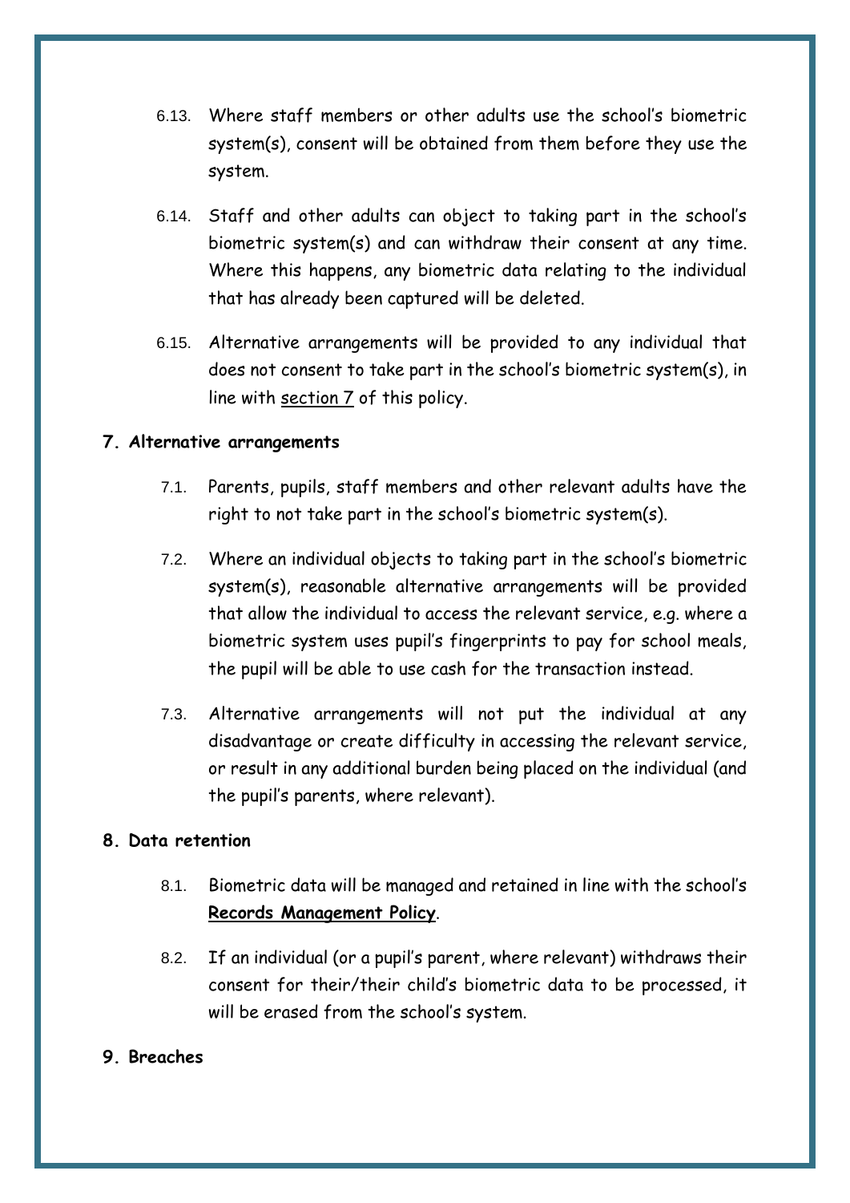6.13. Where staff members or other adults use the school's biometric system(s), consent will be obtained from them before they use the system.

6.14. Staff and other adults can object to taking part in the school's biometric system(s) and can withdraw their consent at any time. Where this happens, any biometric data relating to the individual that has already been captured will be deleted.

6.15. Alternative arrangements will be provided to any individual that does not consent to take part in the school's biometric system(s), in line with section 7 of this policy.

## 7. Alternative arrangements

7.1. Parents, pupils, staff members and other relevant adults have the right to not take part in the school's biometric system(s).

7.2. Where an individual objects to taking part in the school's biometric system(s), reasonable alternative arrangements will be provided that allow the individual to access the relevant service, e.g. where a biometric system uses pupil's fingerprints to pay for school meals, the pupil will be able to use cash for the transaction instead.

7.3. Alternative arrangements will not put the individual at any disadvantage or create difficulty in accessing the relevant service, or result in any additional burden being placed on the individual (and the pupil's parents, where relevant).

## 8. Data retention

8.1. Biometric data will be managed and retained in line with the school's **Records Management Policy**.

8.2. If an individual (or a pupil's parent, where relevant) withdraws their consent for their/their child's biometric data to be processed, it will be erased from the school's system.

## 9. Breaches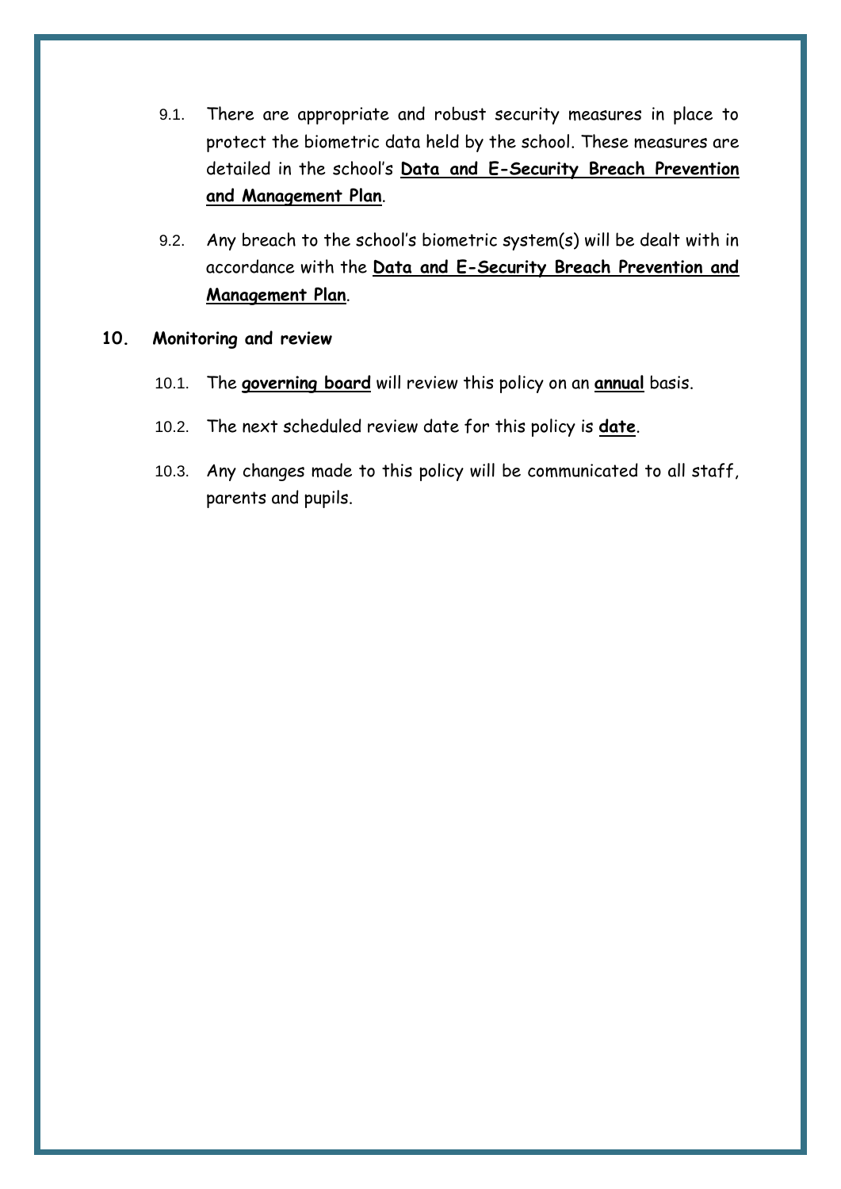9.1. There are appropriate and robust security measures in place to protect the biometric data held by the school. These measures are detailed in the school's **Data and E-Security Breach Prevention and Management Plan**.

9.2. Any breach to the school's biometric system(s) will be dealt with in accordance with the **Data and E-Security Breach Prevention and Management Plan**.

## 10. Monitoring and review

10.1. The **governing board** will review this policy on an **annual** basis.

10.2. The next scheduled review date for this policy is **date**.

10.3. Any changes made to this policy will be communicated to all staff, parents and pupils.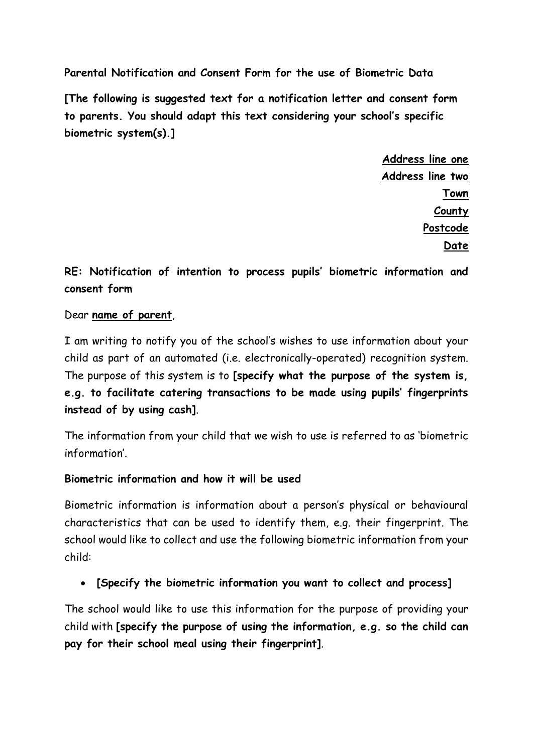**Parental Notification and Consent Form for the use of Biometric Data**

**[The following is suggested text for a notification letter and consent form to parents. You should adapt this text considering your school's specific biometric system(s).]**

**Address line one**
**Address line two**
**Town**
**County**
**Postcode**
**Date**

**RE: Notification of intention to process pupils' biometric information and consent form**

Dear **name of parent**,

I am writing to notify you of the school's wishes to use information about your child as part of an automated (i.e. electronically-operated) recognition system. The purpose of this system is to **[specify what the purpose of the system is, e.g. to facilitate catering transactions to be made using pupils' fingerprints instead of by using cash]**.

The information from your child that we wish to use is referred to as 'biometric information'.

**Biometric information and how it will be used**

Biometric information is information about a person's physical or behavioural characteristics that can be used to identify them, e.g. their fingerprint. The school would like to collect and use the following biometric information from your child:

- **[Specify the biometric information you want to collect and process]**

The school would like to use this information for the purpose of providing your child with **[specify the purpose of using the information, e.g. so the child can pay for their school meal using their fingerprint]**.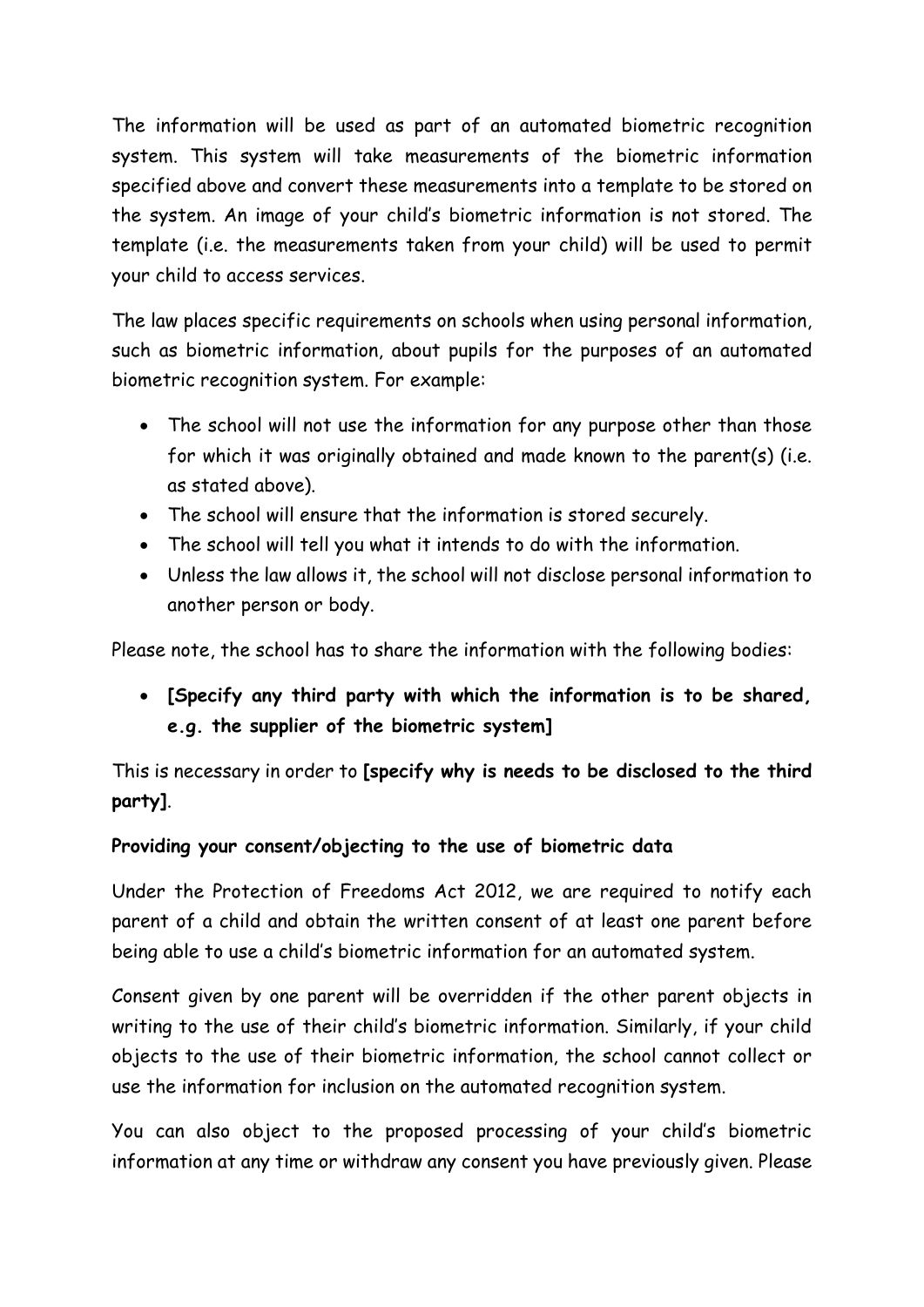The information will be used as part of an automated biometric recognition system. This system will take measurements of the biometric information specified above and convert these measurements into a template to be stored on the system. An image of your child's biometric information is not stored. The template (i.e. the measurements taken from your child) will be used to permit your child to access services.

The law places specific requirements on schools when using personal information, such as biometric information, about pupils for the purposes of an automated biometric recognition system. For example:

- The school will not use the information for any purpose other than those for which it was originally obtained and made known to the parent(s) (i.e. as stated above).
- The school will ensure that the information is stored securely.
- The school will tell you what it intends to do with the information.
- Unless the law allows it, the school will not disclose personal information to another person or body.

Please note, the school has to share the information with the following bodies:

- **[Specify any third party with which the information is to be shared, e.g. the supplier of the biometric system]**

This is necessary in order to **[specify why is needs to be disclosed to the third party]**.

**Providing your consent/objecting to the use of biometric data**

Under the Protection of Freedoms Act 2012, we are required to notify each parent of a child and obtain the written consent of at least one parent before being able to use a child's biometric information for an automated system.

Consent given by one parent will be overridden if the other parent objects in writing to the use of their child's biometric information. Similarly, if your child objects to the use of their biometric information, the school cannot collect or use the information for inclusion on the automated recognition system.

You can also object to the proposed processing of your child's biometric information at any time or withdraw any consent you have previously given. Please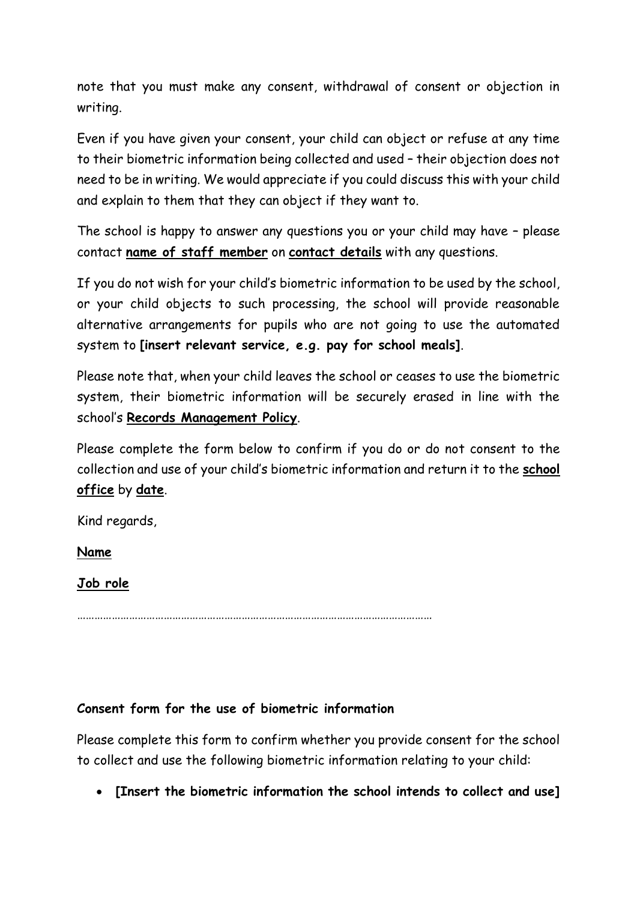note that you must make any consent, withdrawal of consent or objection in writing.

Even if you have given your consent, your child can object or refuse at any time to their biometric information being collected and used – their objection does not need to be in writing. We would appreciate if you could discuss this with your child and explain to them that they can object if they want to.

The school is happy to answer any questions you or your child may have – please contact **name of staff member** on **contact details** with any questions.

If you do not wish for your child's biometric information to be used by the school, or your child objects to such processing, the school will provide reasonable alternative arrangements for pupils who are not going to use the automated system to **[insert relevant service, e.g. pay for school meals]**.

Please note that, when your child leaves the school or ceases to use the biometric system, their biometric information will be securely erased in line with the school's **Records Management Policy**.

Please complete the form below to confirm if you do or do not consent to the collection and use of your child's biometric information and return it to the **school office** by **date**.

Kind regards,

**Name**

**Job role**

………………………………………………………………………………………………………

**Consent form for the use of biometric information**

Please complete this form to confirm whether you provide consent for the school to collect and use the following biometric information relating to your child:

- **[Insert the biometric information the school intends to collect and use]**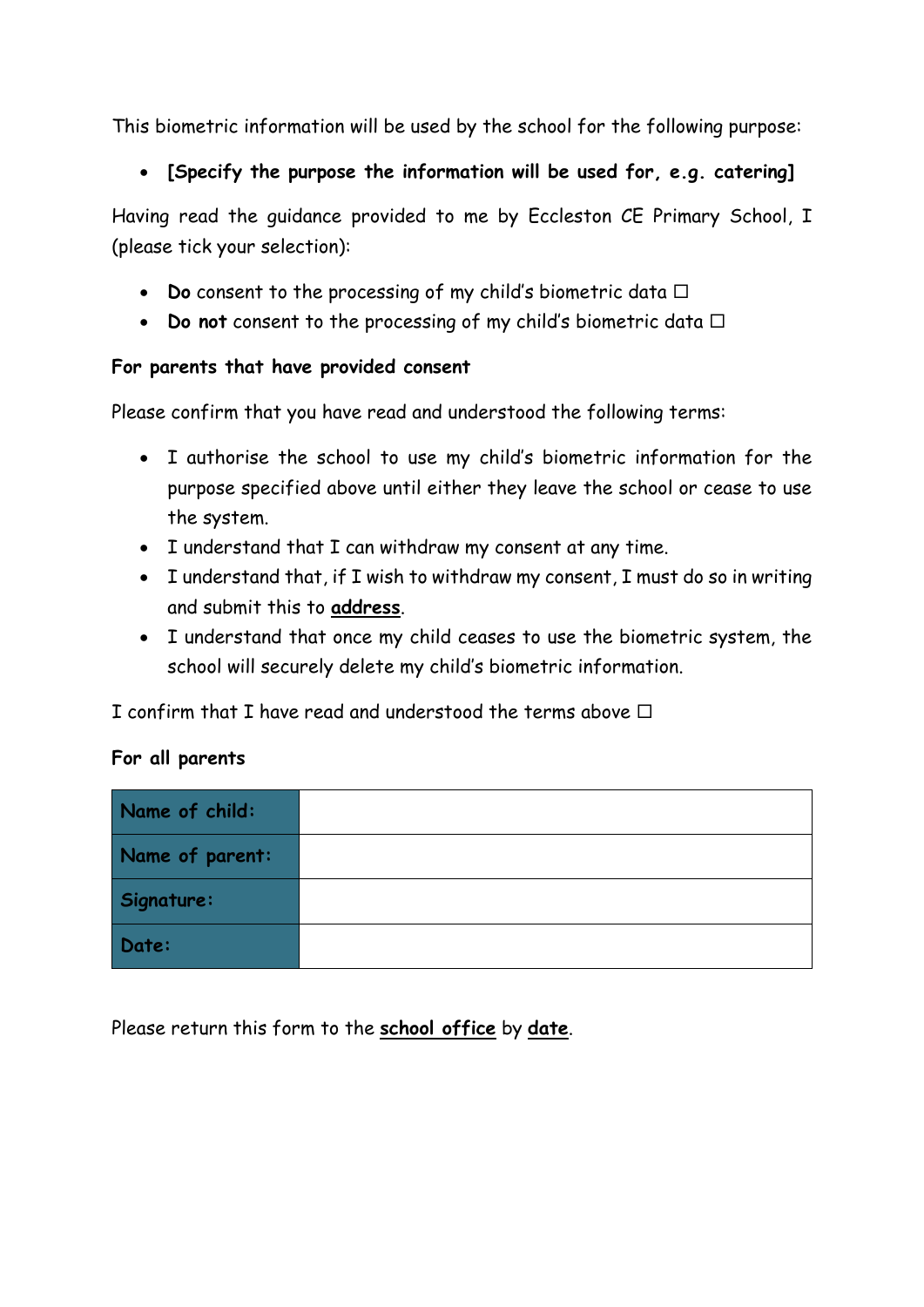This biometric information will be used by the school for the following purpose:

- **[Specify the purpose the information will be used for, e.g. catering]**

Having read the guidance provided to me by Eccleston CE Primary School, I (please tick your selection):

- **Do** consent to the processing of my child's biometric data ☐
- **Do not** consent to the processing of my child's biometric data ☐

**For parents that have provided consent**

Please confirm that you have read and understood the following terms:

- I authorise the school to use my child's biometric information for the purpose specified above until either they leave the school or cease to use the system.
- I understand that I can withdraw my consent at any time.
- I understand that, if I wish to withdraw my consent, I must do so in writing and submit this to **address**.
- I understand that once my child ceases to use the biometric system, the school will securely delete my child's biometric information.

I confirm that I have read and understood the terms above ☐

**For all parents**

| | |
|---|---|
| **Name of child:** | |
| **Name of parent:** | |
| **Signature:** | |
| **Date:** | |

Please return this form to the **school office** by **date**.